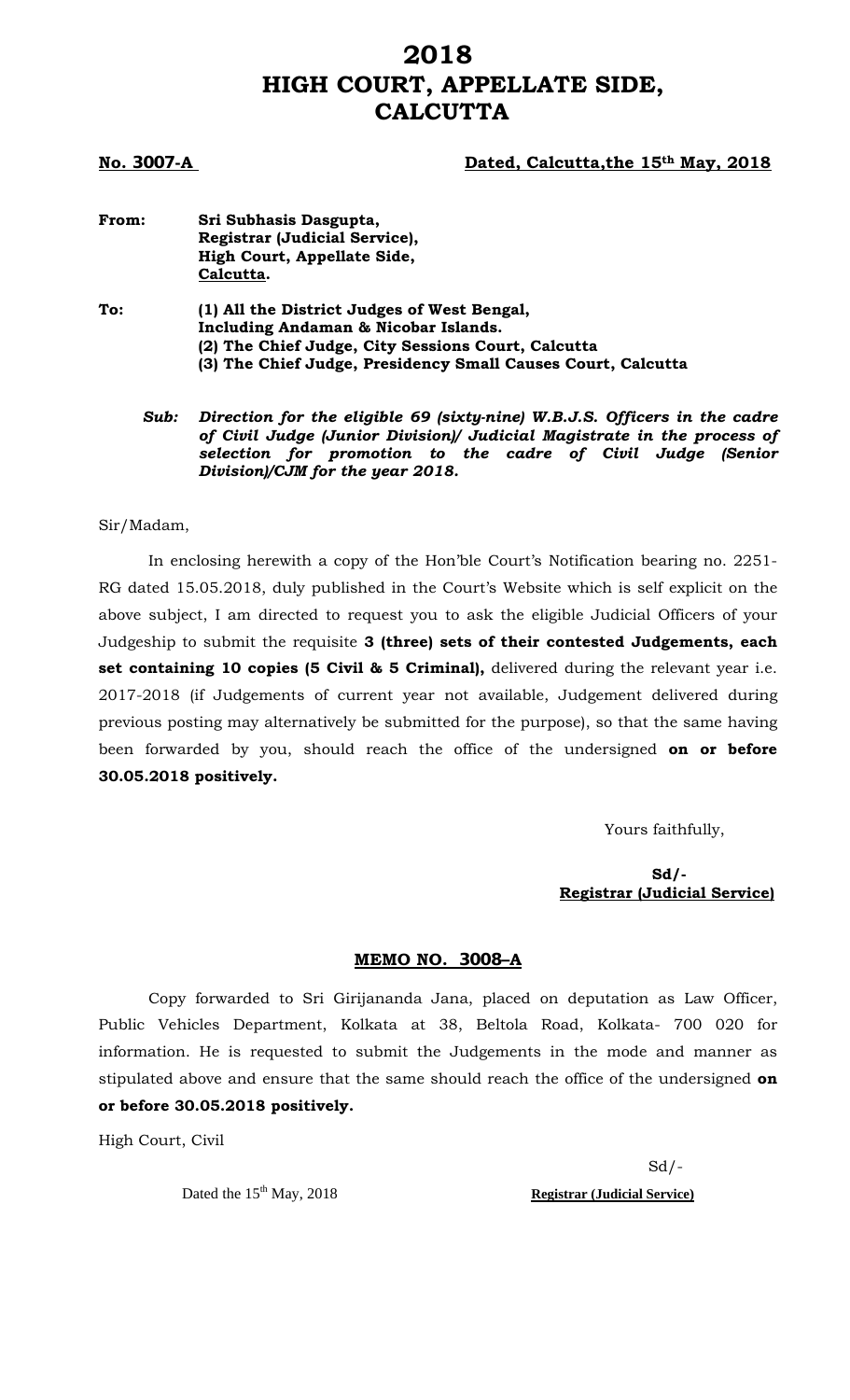# 2018
# HIGH COURT, APPELLATE SIDE, CALCUTTA

**No. 3007-A** **Dated, Calcutta,the 15th May, 2018**

**From:** **Sri Subhasis Dasgupta,**
**Registrar (Judicial Service),**
**High Court, Appellate Side,**
**Calcutta.**

**To:** **(1) All the District Judges of West Bengal,**
**Including Andaman & Nicobar Islands.**
**(2) The Chief Judge, City Sessions Court, Calcutta**
**(3) The Chief Judge, Presidency Small Causes Court, Calcutta**

***Sub: Direction for the eligible 69 (sixty-nine) W.B.J.S. Officers in the cadre of Civil Judge (Junior Division)/ Judicial Magistrate in the process of selection for promotion to the cadre of Civil Judge (Senior Division)/CJM for the year 2018.***

Sir/Madam,

In enclosing herewith a copy of the Hon'ble Court's Notification bearing no. 2251-RG dated 15.05.2018, duly published in the Court's Website which is self explicit on the above subject, I am directed to request you to ask the eligible Judicial Officers of your Judgeship to submit the requisite **3 (three) sets of their contested Judgements, each set containing 10 copies (5 Civil & 5 Criminal),** delivered during the relevant year i.e. 2017-2018 (if Judgements of current year not available, Judgement delivered during previous posting may alternatively be submitted for the purpose), so that the same having been forwarded by you, should reach the office of the undersigned **on or before 30.05.2018 positively.**

Yours faithfully,

**Sd/-**
**Registrar (Judicial Service)**

## MEMO NO. 3008–A

Copy forwarded to Sri Girijananda Jana, placed on deputation as Law Officer, Public Vehicles Department, Kolkata at 38, Beltola Road, Kolkata- 700 020 for information. He is requested to submit the Judgements in the mode and manner as stipulated above and ensure that the same should reach the office of the undersigned **on or before 30.05.2018 positively.**

High Court, Civil

Sd/-

Dated the 15th May, 2018 **Registrar (Judicial Service)**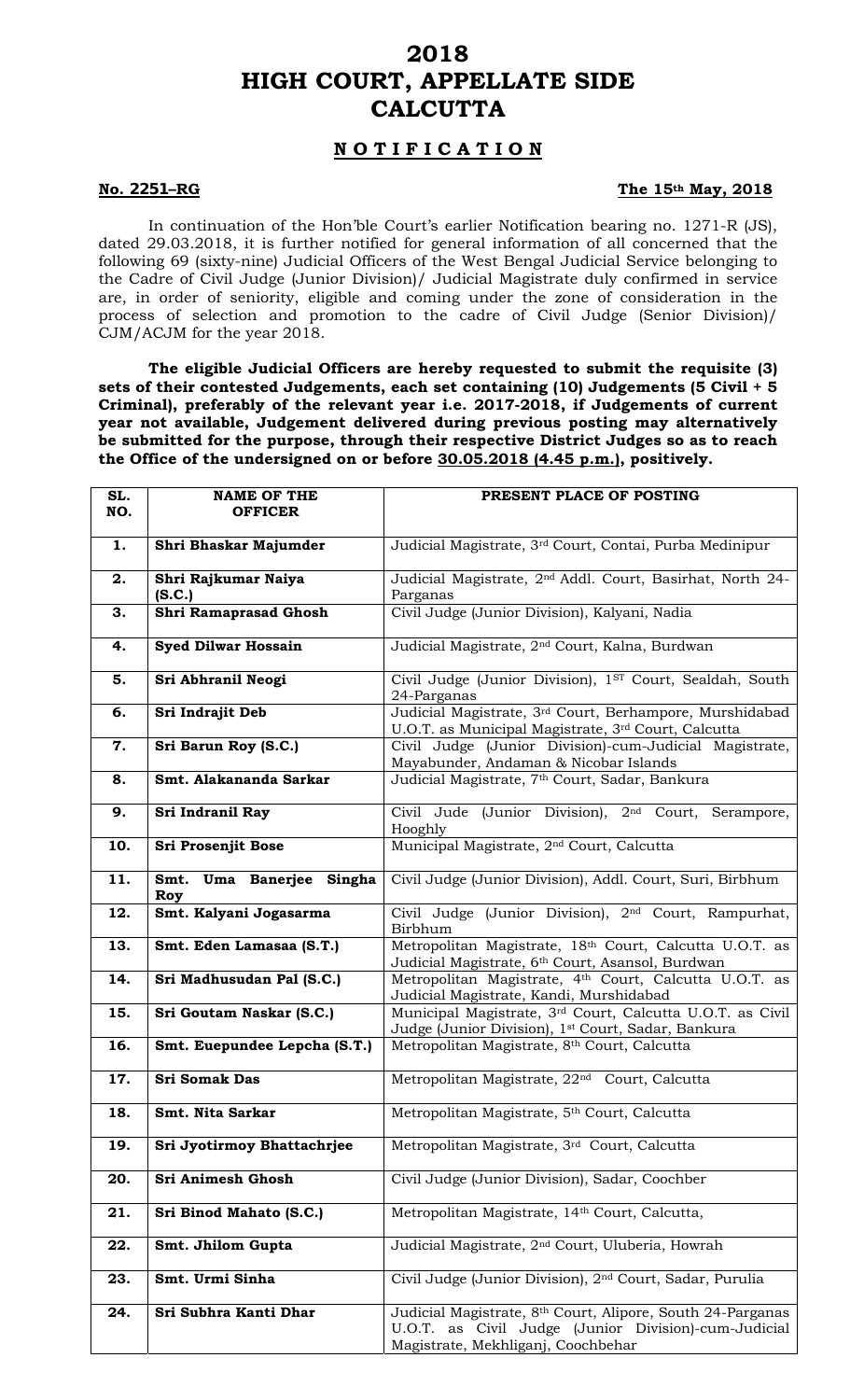# 2018
# HIGH COURT, APPELLATE SIDE
# CALCUTTA

## N O T I F I C A T I O N

**No. 2251–RG** **The 15th May, 2018**

In continuation of the Hon'ble Court's earlier Notification bearing no. 1271-R (JS), dated 29.03.2018, it is further notified for general information of all concerned that the following 69 (sixty-nine) Judicial Officers of the West Bengal Judicial Service belonging to the Cadre of Civil Judge (Junior Division)/ Judicial Magistrate duly confirmed in service are, in order of seniority, eligible and coming under the zone of consideration in the process of selection and promotion to the cadre of Civil Judge (Senior Division)/ CJM/ACJM for the year 2018.

**The eligible Judicial Officers are hereby requested to submit the requisite (3) sets of their contested Judgements, each set containing (10) Judgements (5 Civil + 5 Criminal), preferably of the relevant year i.e. 2017-2018, if Judgements of current year not available, Judgement delivered during previous posting may alternatively be submitted for the purpose, through their respective District Judges so as to reach the Office of the undersigned on or before <u>30.05.2018 (4.45 p.m.)</u>, positively.**

| SL. NO. | NAME OF THE OFFICER | PRESENT PLACE OF POSTING |
|---|---|---|
| **1.** | **Shri Bhaskar Majumder** | Judicial Magistrate, 3rd Court, Contai, Purba Medinipur |
| **2.** | **Shri Rajkumar Naiya (S.C.)** | Judicial Magistrate, 2nd Addl. Court, Basirhat, North 24-Parganas |
| **3.** | **Shri Ramaprasad Ghosh** | Civil Judge (Junior Division), Kalyani, Nadia |
| **4.** | **Syed Dilwar Hossain** | Judicial Magistrate, 2nd Court, Kalna, Burdwan |
| **5.** | **Sri Abhranil Neogi** | Civil Judge (Junior Division), 1ST Court, Sealdah, South 24-Parganas |
| **6.** | **Sri Indrajit Deb** | Judicial Magistrate, 3rd Court, Berhampore, Murshidabad U.O.T. as Municipal Magistrate, 3rd Court, Calcutta |
| **7.** | **Sri Barun Roy (S.C.)** | Civil Judge (Junior Division)-cum-Judicial Magistrate, Mayabunder, Andaman & Nicobar Islands |
| **8.** | **Smt. Alakananda Sarkar** | Judicial Magistrate, 7th Court, Sadar, Bankura |
| **9.** | **Sri Indranil Ray** | Civil Jude (Junior Division), 2nd Court, Serampore, Hooghly |
| **10.** | **Sri Prosenjit Bose** | Municipal Magistrate, 2nd Court, Calcutta |
| **11.** | **Smt. Uma Banerjee Singha Roy** | Civil Judge (Junior Division), Addl. Court, Suri, Birbhum |
| **12.** | **Smt. Kalyani Jogasarma** | Civil Judge (Junior Division), 2nd Court, Rampurhat, Birbhum |
| **13.** | **Smt. Eden Lamasaa (S.T.)** | Metropolitan Magistrate, 18th Court, Calcutta U.O.T. as Judicial Magistrate, 6th Court, Asansol, Burdwan |
| **14.** | **Sri Madhusudan Pal (S.C.)** | Metropolitan Magistrate, 4th Court, Calcutta U.O.T. as Judicial Magistrate, Kandi, Murshidabad |
| **15.** | **Sri Goutam Naskar (S.C.)** | Municipal Magistrate, 3rd Court, Calcutta U.O.T. as Civil Judge (Junior Division), 1st Court, Sadar, Bankura |
| **16.** | **Smt. Euepundee Lepcha (S.T.)** | Metropolitan Magistrate, 8th Court, Calcutta |
| **17.** | **Sri Somak Das** | Metropolitan Magistrate, 22nd Court, Calcutta |
| **18.** | **Smt. Nita Sarkar** | Metropolitan Magistrate, 5th Court, Calcutta |
| **19.** | **Sri Jyotirmoy Bhattachrjee** | Metropolitan Magistrate, 3rd Court, Calcutta |
| **20.** | **Sri Animesh Ghosh** | Civil Judge (Junior Division), Sadar, Coochber |
| **21.** | **Sri Binod Mahato (S.C.)** | Metropolitan Magistrate, 14th Court, Calcutta, |
| **22.** | **Smt. Jhilom Gupta** | Judicial Magistrate, 2nd Court, Uluberia, Howrah |
| **23.** | **Smt. Urmi Sinha** | Civil Judge (Junior Division), 2nd Court, Sadar, Purulia |
| **24.** | **Sri Subhra Kanti Dhar** | Judicial Magistrate, 8th Court, Alipore, South 24-Parganas U.O.T. as Civil Judge (Junior Division)-cum-Judicial Magistrate, Mekhliganj, Coochbehar |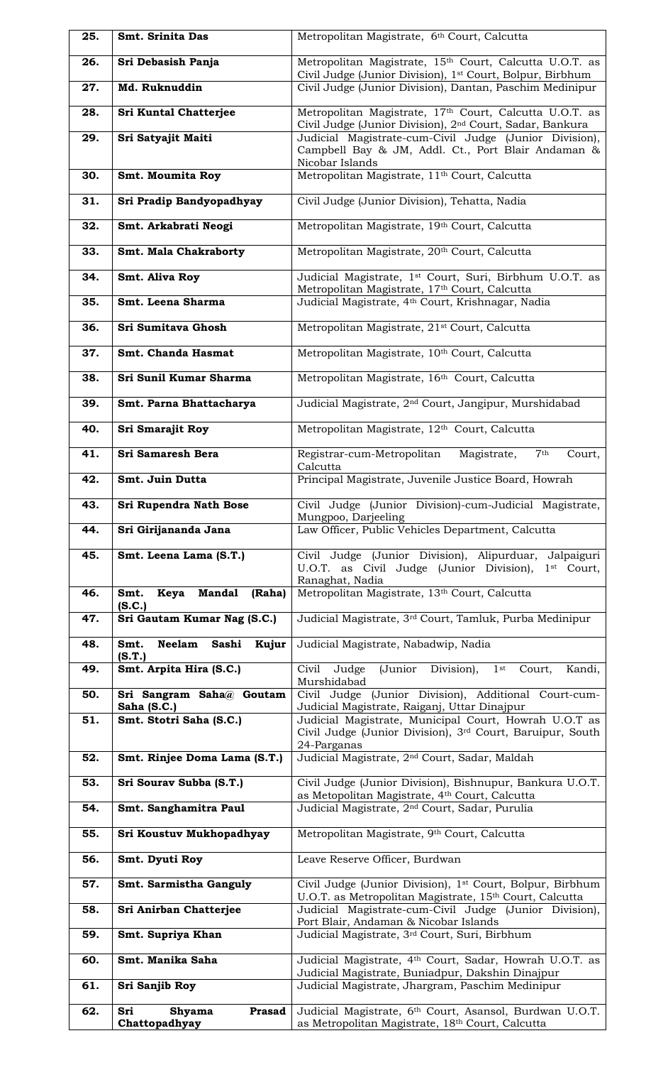| | | |
|---|---|---|
| **25.** | **Smt. Srinita Das** | Metropolitan Magistrate, 6th Court, Calcutta |
| **26.** | **Sri Debasish Panja** | Metropolitan Magistrate, 15th Court, Calcutta U.O.T. as Civil Judge (Junior Division), 1st Court, Bolpur, Birbhum |
| **27.** | **Md. Ruknuddin** | Civil Judge (Junior Division), Dantan, Paschim Medinipur |
| **28.** | **Sri Kuntal Chatterjee** | Metropolitan Magistrate, 17th Court, Calcutta U.O.T. as Civil Judge (Junior Division), 2nd Court, Sadar, Bankura |
| **29.** | **Sri Satyajit Maiti** | Judicial Magistrate-cum-Civil Judge (Junior Division), Campbell Bay & JM, Addl. Ct., Port Blair Andaman & Nicobar Islands |
| **30.** | **Smt. Moumita Roy** | Metropolitan Magistrate, 11th Court, Calcutta |
| **31.** | **Sri Pradip Bandyopadhyay** | Civil Judge (Junior Division), Tehatta, Nadia |
| **32.** | **Smt. Arkabrati Neogi** | Metropolitan Magistrate, 19th Court, Calcutta |
| **33.** | **Smt. Mala Chakraborty** | Metropolitan Magistrate, 20th Court, Calcutta |
| **34.** | **Smt. Aliva Roy** | Judicial Magistrate, 1st Court, Suri, Birbhum U.O.T. as Metropolitan Magistrate, 17th Court, Calcutta |
| **35.** | **Smt. Leena Sharma** | Judicial Magistrate, 4th Court, Krishnagar, Nadia |
| **36.** | **Sri Sumitava Ghosh** | Metropolitan Magistrate, 21st Court, Calcutta |
| **37.** | **Smt. Chanda Hasmat** | Metropolitan Magistrate, 10th Court, Calcutta |
| **38.** | **Sri Sunil Kumar Sharma** | Metropolitan Magistrate, 16th Court, Calcutta |
| **39.** | **Smt. Parna Bhattacharya** | Judicial Magistrate, 2nd Court, Jangipur, Murshidabad |
| **40.** | **Sri Smarajit Roy** | Metropolitan Magistrate, 12th Court, Calcutta |
| **41.** | **Sri Samaresh Bera** | Registrar-cum-Metropolitan Magistrate, 7th Court, Calcutta |
| **42.** | **Smt. Juin Dutta** | Principal Magistrate, Juvenile Justice Board, Howrah |
| **43.** | **Sri Rupendra Nath Bose** | Civil Judge (Junior Division)-cum-Judicial Magistrate, Mungpoo, Darjeeling |
| **44.** | **Sri Girijananda Jana** | Law Officer, Public Vehicles Department, Calcutta |
| **45.** | **Smt. Leena Lama (S.T.)** | Civil Judge (Junior Division), Alipurduar, Jalpaiguri U.O.T. as Civil Judge (Junior Division), 1st Court, Ranaghat, Nadia |
| **46.** | **Smt. Keya Mandal (Raha) (S.C.)** | Metropolitan Magistrate, 13th Court, Calcutta |
| **47.** | **Sri Gautam Kumar Nag (S.C.)** | Judicial Magistrate, 3rd Court, Tamluk, Purba Medinipur |
| **48.** | **Smt. Neelam Sashi Kujur (S.T.)** | Judicial Magistrate, Nabadwip, Nadia |
| **49.** | **Smt. Arpita Hira (S.C.)** | Civil Judge (Junior Division), 1st Court, Kandi, Murshidabad |
| **50.** | **Sri Sangram Saha@ Goutam Saha (S.C.)** | Civil Judge (Junior Division), Additional Court-cum-Judicial Magistrate, Raiganj, Uttar Dinajpur |
| **51.** | **Smt. Stotri Saha (S.C.)** | Judicial Magistrate, Municipal Court, Howrah U.O.T as Civil Judge (Junior Division), 3rd Court, Baruipur, South 24-Parganas |
| **52.** | **Smt. Rinjee Doma Lama (S.T.)** | Judicial Magistrate, 2nd Court, Sadar, Maldah |
| **53.** | **Sri Sourav Subba (S.T.)** | Civil Judge (Junior Division), Bishnupur, Bankura U.O.T. as Metopolitan Magistrate, 4th Court, Calcutta |
| **54.** | **Smt. Sanghamitra Paul** | Judicial Magistrate, 2nd Court, Sadar, Purulia |
| **55.** | **Sri Koustuv Mukhopadhyay** | Metropolitan Magistrate, 9th Court, Calcutta |
| **56.** | **Smt. Dyuti Roy** | Leave Reserve Officer, Burdwan |
| **57.** | **Smt. Sarmistha Ganguly** | Civil Judge (Junior Division), 1st Court, Bolpur, Birbhum U.O.T. as Metropolitan Magistrate, 15th Court, Calcutta |
| **58.** | **Sri Anirban Chatterjee** | Judicial Magistrate-cum-Civil Judge (Junior Division), Port Blair, Andaman & Nicobar Islands |
| **59.** | **Smt. Supriya Khan** | Judicial Magistrate, 3rd Court, Suri, Birbhum |
| **60.** | **Smt. Manika Saha** | Judicial Magistrate, 4th Court, Sadar, Howrah U.O.T. as Judicial Magistrate, Buniadpur, Dakshin Dinajpur |
| **61.** | **Sri Sanjib Roy** | Judicial Magistrate, Jhargram, Paschim Medinipur |
| **62.** | **Sri Shyama Prasad Chattopadhyay** | Judicial Magistrate, 6th Court, Asansol, Burdwan U.O.T. as Metropolitan Magistrate, 18th Court, Calcutta |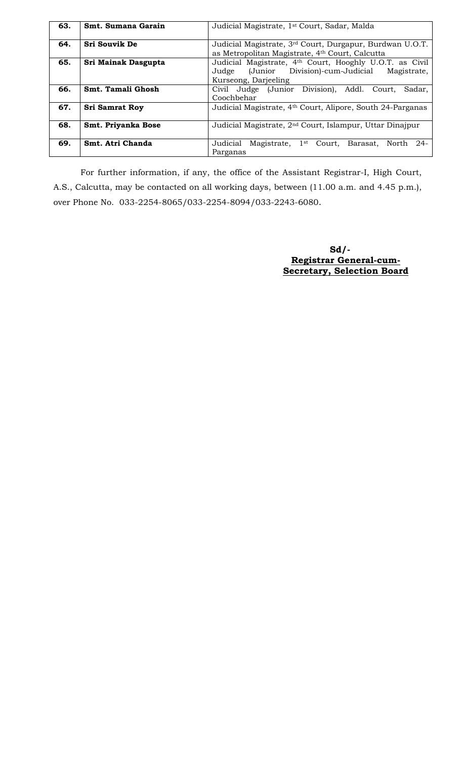| | | |
|---|---|---|
| **63.** | **Smt. Sumana Garain** | Judicial Magistrate, 1st Court, Sadar, Malda |
| **64.** | **Sri Souvik De** | Judicial Magistrate, 3rd Court, Durgapur, Burdwan U.O.T. as Metropolitan Magistrate, 4th Court, Calcutta |
| **65.** | **Sri Mainak Dasgupta** | Judicial Magistrate, 4th Court, Hooghly U.O.T. as Civil Judge (Junior Division)-cum-Judicial Magistrate, Kurseong, Darjeeling |
| **66.** | **Smt. Tamali Ghosh** | Civil Judge (Junior Division), Addl. Court, Sadar, Coochbehar |
| **67.** | **Sri Samrat Roy** | Judicial Magistrate, 4th Court, Alipore, South 24-Parganas |
| **68.** | **Smt. Priyanka Bose** | Judicial Magistrate, 2nd Court, Islampur, Uttar Dinajpur |
| **69.** | **Smt. Atri Chanda** | Judicial Magistrate, 1st Court, Barasat, North 24-Parganas |

For further information, if any, the office of the Assistant Registrar-I, High Court, A.S., Calcutta, may be contacted on all working days, between (11.00 a.m. and 4.45 p.m.), over Phone No. 033-2254-8065/033-2254-8094/033-2243-6080.

**Sd/-**
**Registrar General-cum-Secretary, Selection Board**